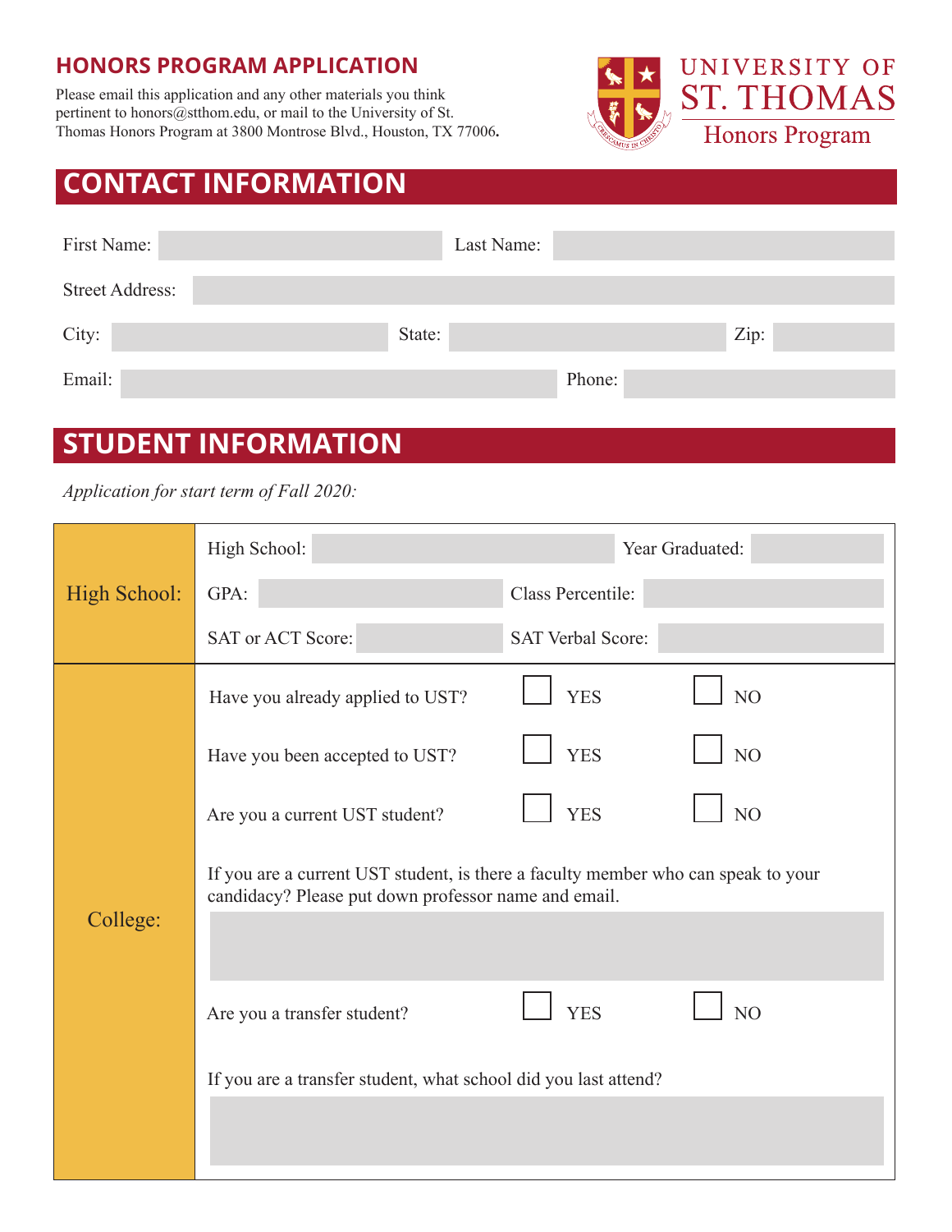## HONORS PROGRAM APPLICATION

Please email this application and any other materials you think pertinent to honors@stthom.edu, or mail to the University of St. Thomas Honors Program at 3800 Montrose Blvd., Houston, TX 77006.

UNIVERSITY OF ST. THOMAS
Honors Program

# CONTACT INFORMATION

First Name: Last Name:

Street Address:

City: State: Zip:

Email: Phone:

# STUDENT INFORMATION

*Application for start term of Fall 2020:*

| | | | |
|---|---|---|---|
| High School: | High School: | Year Graduated: | |
| | GPA: | Class Percentile: | |
| | SAT or ACT Score: | SAT Verbal Score: | |
| College: | Have you already applied to UST? | ☐ YES | ☐ NO |
| | Have you been accepted to UST? | ☐ YES | ☐ NO |
| | Are you a current UST student? | ☐ YES | ☐ NO |
| | If you are a current UST student, is there a faculty member who can speak to your candidacy? Please put down professor name and email. | | |
| | Are you a transfer student? | ☐ YES | ☐ NO |
| | If you are a transfer student, what school did you last attend? | | |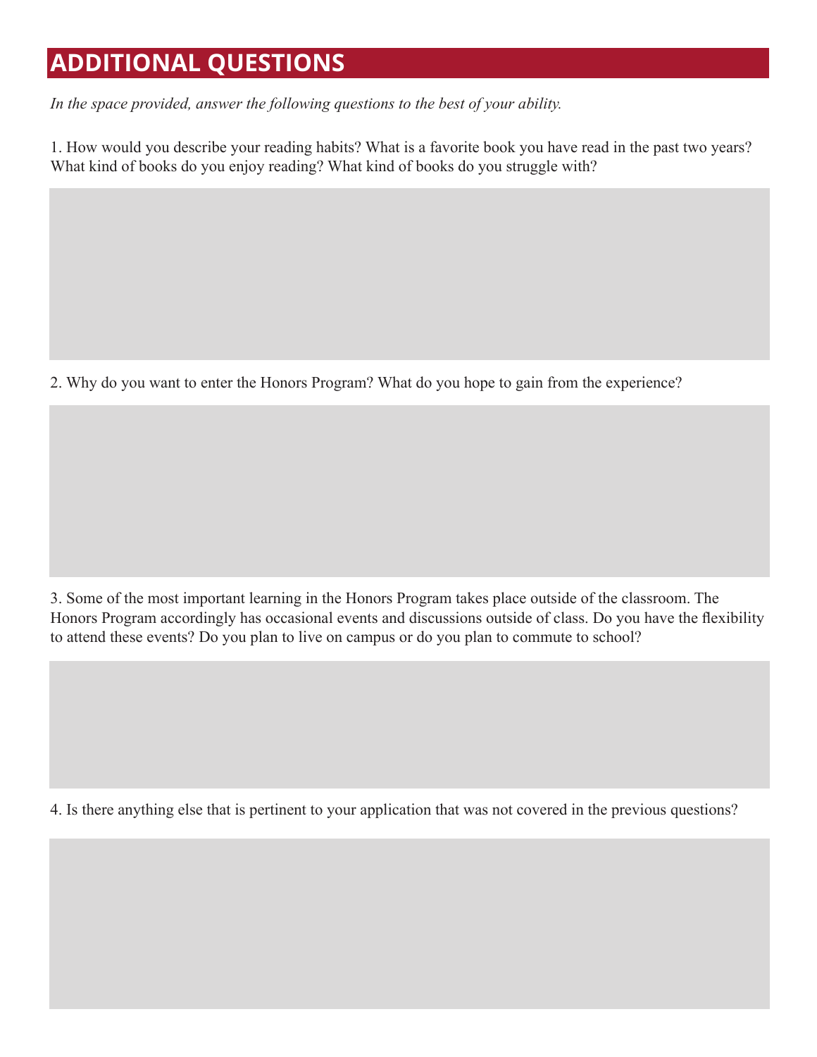## ADDITIONAL QUESTIONS

*In the space provided, answer the following questions to the best of your ability.*

1. How would you describe your reading habits? What is a favorite book you have read in the past two years? What kind of books do you enjoy reading? What kind of books do you struggle with?

2. Why do you want to enter the Honors Program? What do you hope to gain from the experience?

3. Some of the most important learning in the Honors Program takes place outside of the classroom. The Honors Program accordingly has occasional events and discussions outside of class. Do you have the flexibility to attend these events? Do you plan to live on campus or do you plan to commute to school?

4. Is there anything else that is pertinent to your application that was not covered in the previous questions?